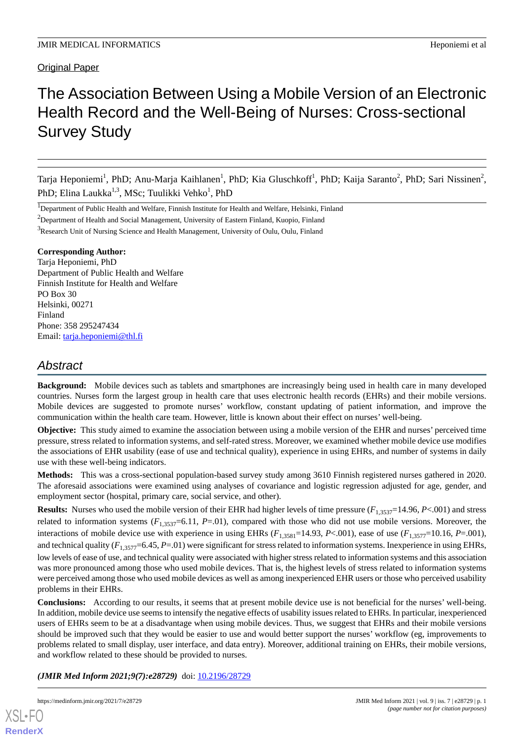Original Paper

# The Association Between Using a Mobile Version of an Electronic Health Record and the Well-Being of Nurses: Cross-sectional Survey Study

Tarja Heponiemi[1], PhD; Anu-Marja Kaihlanen[1], PhD; Kia Gluschkoff[1], PhD; Kaija Saranto[2], PhD; Sari Nissinen[2], PhD; Elina Laukka[1,3], MSc; Tuulikki Vehko[1], PhD

[1]Department of Public Health and Welfare, Finnish Institute for Health and Welfare, Helsinki, Finland

[2]Department of Health and Social Management, University of Eastern Finland, Kuopio, Finland

[3]Research Unit of Nursing Science and Health Management, University of Oulu, Oulu, Finland

**Corresponding Author:**
Tarja Heponiemi, PhD
Department of Public Health and Welfare
Finnish Institute for Health and Welfare
PO Box 30
Helsinki, 00271
Finland
Phone: 358 295247434
Email: tarja.heponiemi@thl.fi

## Abstract

**Background:** Mobile devices such as tablets and smartphones are increasingly being used in health care in many developed countries. Nurses form the largest group in health care that uses electronic health records (EHRs) and their mobile versions. Mobile devices are suggested to promote nurses' workflow, constant updating of patient information, and improve the communication within the health care team. However, little is known about their effect on nurses' well-being.

**Objective:** This study aimed to examine the association between using a mobile version of the EHR and nurses' perceived time pressure, stress related to information systems, and self-rated stress. Moreover, we examined whether mobile device use modifies the associations of EHR usability (ease of use and technical quality), experience in using EHRs, and number of systems in daily use with these well-being indicators.

**Methods:** This was a cross-sectional population-based survey study among 3610 Finnish registered nurses gathered in 2020. The aforesaid associations were examined using analyses of covariance and logistic regression adjusted for age, gender, and employment sector (hospital, primary care, social service, and other).

**Results:** Nurses who used the mobile version of their EHR had higher levels of time pressure ($F_{1,3537}$=14.96, $P$<.001) and stress related to information systems ($F_{1,3537}$=6.11, $P$=.01), compared with those who did not use mobile versions. Moreover, the interactions of mobile device use with experience in using EHRs ($F_{1,3581}$=14.93, $P$<.001), ease of use ($F_{1,3577}$=10.16, $P$=.001), and technical quality ($F_{1,3577}$=6.45, $P$=.01) were significant for stress related to information systems. Inexperience in using EHRs, low levels of ease of use, and technical quality were associated with higher stress related to information systems and this association was more pronounced among those who used mobile devices. That is, the highest levels of stress related to information systems were perceived among those who used mobile devices as well as among inexperienced EHR users or those who perceived usability problems in their EHRs.

**Conclusions:** According to our results, it seems that at present mobile device use is not beneficial for the nurses' well-being. In addition, mobile device use seems to intensify the negative effects of usability issues related to EHRs. In particular, inexperienced users of EHRs seem to be at a disadvantage when using mobile devices. Thus, we suggest that EHRs and their mobile versions should be improved such that they would be easier to use and would better support the nurses' workflow (eg, improvements to problems related to small display, user interface, and data entry). Moreover, additional training on EHRs, their mobile versions, and workflow related to these should be provided to nurses.

***(JMIR Med Inform 2021;9(7):e28729)*** doi: 10.2196/28729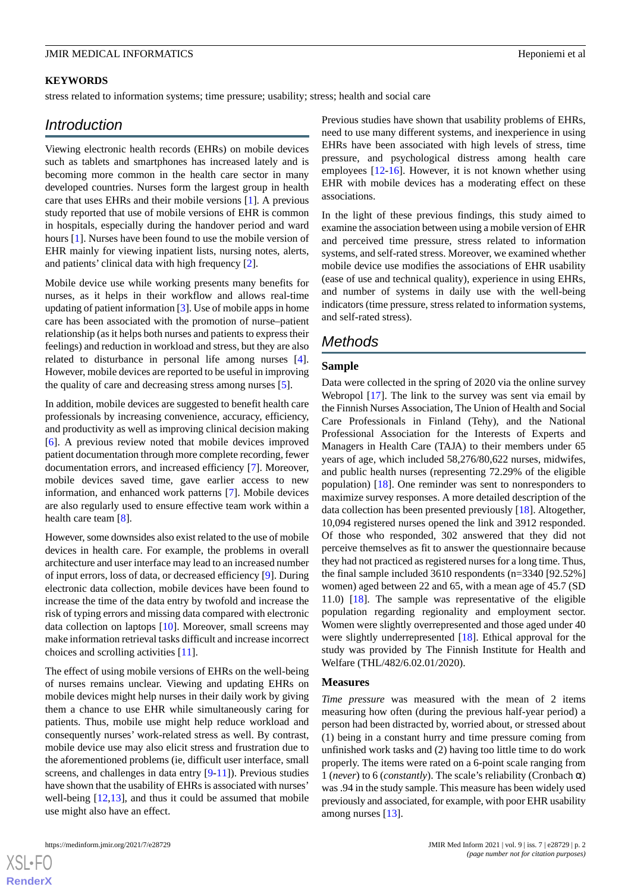## KEYWORDS

stress related to information systems; time pressure; usability; stress; health and social care

## Introduction

Viewing electronic health records (EHRs) on mobile devices such as tablets and smartphones has increased lately and is becoming more common in the health care sector in many developed countries. Nurses form the largest group in health care that uses EHRs and their mobile versions [1]. A previous study reported that use of mobile versions of EHR is common in hospitals, especially during the handover period and ward hours [1]. Nurses have been found to use the mobile version of EHR mainly for viewing inpatient lists, nursing notes, alerts, and patients' clinical data with high frequency [2].

Mobile device use while working presents many benefits for nurses, as it helps in their workflow and allows real-time updating of patient information [3]. Use of mobile apps in home care has been associated with the promotion of nurse–patient relationship (as it helps both nurses and patients to express their feelings) and reduction in workload and stress, but they are also related to disturbance in personal life among nurses [4]. However, mobile devices are reported to be useful in improving the quality of care and decreasing stress among nurses [5].

In addition, mobile devices are suggested to benefit health care professionals by increasing convenience, accuracy, efficiency, and productivity as well as improving clinical decision making [6]. A previous review noted that mobile devices improved patient documentation through more complete recording, fewer documentation errors, and increased efficiency [7]. Moreover, mobile devices saved time, gave earlier access to new information, and enhanced work patterns [7]. Mobile devices are also regularly used to ensure effective team work within a health care team [8].

However, some downsides also exist related to the use of mobile devices in health care. For example, the problems in overall architecture and user interface may lead to an increased number of input errors, loss of data, or decreased efficiency [9]. During electronic data collection, mobile devices have been found to increase the time of the data entry by twofold and increase the risk of typing errors and missing data compared with electronic data collection on laptops [10]. Moreover, small screens may make information retrieval tasks difficult and increase incorrect choices and scrolling activities [11].

The effect of using mobile versions of EHRs on the well-being of nurses remains unclear. Viewing and updating EHRs on mobile devices might help nurses in their daily work by giving them a chance to use EHR while simultaneously caring for patients. Thus, mobile use might help reduce workload and consequently nurses' work-related stress as well. By contrast, mobile device use may also elicit stress and frustration due to the aforementioned problems (ie, difficult user interface, small screens, and challenges in data entry [9-11]). Previous studies have shown that the usability of EHRs is associated with nurses' well-being [12,13], and thus it could be assumed that mobile use might also have an effect.

Previous studies have shown that usability problems of EHRs, need to use many different systems, and inexperience in using EHRs have been associated with high levels of stress, time pressure, and psychological distress among health care employees [12-16]. However, it is not known whether using EHR with mobile devices has a moderating effect on these associations.

In the light of these previous findings, this study aimed to examine the association between using a mobile version of EHR and perceived time pressure, stress related to information systems, and self-rated stress. Moreover, we examined whether mobile device use modifies the associations of EHR usability (ease of use and technical quality), experience in using EHRs, and number of systems in daily use with the well-being indicators (time pressure, stress related to information systems, and self-rated stress).

## Methods

### Sample

Data were collected in the spring of 2020 via the online survey Webropol [17]. The link to the survey was sent via email by the Finnish Nurses Association, The Union of Health and Social Care Professionals in Finland (Tehy), and the National Professional Association for the Interests of Experts and Managers in Health Care (TAJA) to their members under 65 years of age, which included 58,276/80,622 nurses, midwifes, and public health nurses (representing 72.29% of the eligible population) [18]. One reminder was sent to nonresponders to maximize survey responses. A more detailed description of the data collection has been presented previously [18]. Altogether, 10,094 registered nurses opened the link and 3912 responded. Of those who responded, 302 answered that they did not perceive themselves as fit to answer the questionnaire because they had not practiced as registered nurses for a long time. Thus, the final sample included 3610 respondents (n=3340 [92.52%] women) aged between 22 and 65, with a mean age of 45.7 (SD 11.0) [18]. The sample was representative of the eligible population regarding regionality and employment sector. Women were slightly overrepresented and those aged under 40 were slightly underrepresented [18]. Ethical approval for the study was provided by The Finnish Institute for Health and Welfare (THL/482/6.02.01/2020).

### Measures

*Time pressure* was measured with the mean of 2 items measuring how often (during the previous half-year period) a person had been distracted by, worried about, or stressed about (1) being in a constant hurry and time pressure coming from unfinished work tasks and (2) having too little time to do work properly. The items were rated on a 6-point scale ranging from 1 (*never*) to 6 (*constantly*). The scale's reliability (Cronbach α) was .94 in the study sample. This measure has been widely used previously and associated, for example, with poor EHR usability among nurses [13].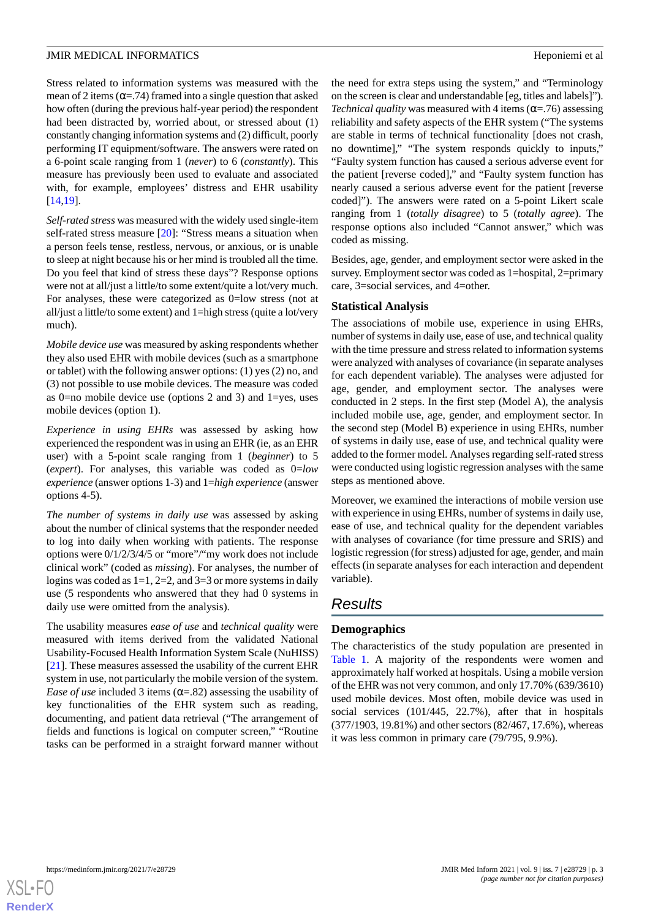Stress related to information systems was measured with the mean of 2 items (α=.74) framed into a single question that asked how often (during the previous half-year period) the respondent had been distracted by, worried about, or stressed about (1) constantly changing information systems and (2) difficult, poorly performing IT equipment/software. The answers were rated on a 6-point scale ranging from 1 (*never*) to 6 (*constantly*). This measure has previously been used to evaluate and associated with, for example, employees' distress and EHR usability [14,19].

*Self-rated stress* was measured with the widely used single-item self-rated stress measure [20]: "Stress means a situation when a person feels tense, restless, nervous, or anxious, or is unable to sleep at night because his or her mind is troubled all the time. Do you feel that kind of stress these days"? Response options were not at all/just a little/to some extent/quite a lot/very much. For analyses, these were categorized as 0=low stress (not at all/just a little/to some extent) and 1=high stress (quite a lot/very much).

*Mobile device use* was measured by asking respondents whether they also used EHR with mobile devices (such as a smartphone or tablet) with the following answer options: (1) yes (2) no, and (3) not possible to use mobile devices. The measure was coded as 0=no mobile device use (options 2 and 3) and 1=yes, uses mobile devices (option 1).

*Experience in using EHRs* was assessed by asking how experienced the respondent was in using an EHR (ie, as an EHR user) with a 5-point scale ranging from 1 (*beginner*) to 5 (*expert*). For analyses, this variable was coded as 0=*low experience* (answer options 1-3) and 1=*high experience* (answer options 4-5).

*The number of systems in daily use* was assessed by asking about the number of clinical systems that the responder needed to log into daily when working with patients. The response options were 0/1/2/3/4/5 or "more"/"my work does not include clinical work" (coded as *missing*). For analyses, the number of logins was coded as 1=1, 2=2, and 3=3 or more systems in daily use (5 respondents who answered that they had 0 systems in daily use were omitted from the analysis).

The usability measures *ease of use* and *technical quality* were measured with items derived from the validated National Usability-Focused Health Information System Scale (NuHISS) [21]. These measures assessed the usability of the current EHR system in use, not particularly the mobile version of the system. *Ease of use* included 3 items (α=.82) assessing the usability of key functionalities of the EHR system such as reading, documenting, and patient data retrieval ("The arrangement of fields and functions is logical on computer screen," "Routine tasks can be performed in a straight forward manner without the need for extra steps using the system," and "Terminology on the screen is clear and understandable [eg, titles and labels]"). *Technical quality* was measured with 4 items (α=.76) assessing reliability and safety aspects of the EHR system ("The systems are stable in terms of technical functionality [does not crash, no downtime]," "The system responds quickly to inputs," "Faulty system function has caused a serious adverse event for the patient [reverse coded]," and "Faulty system function has nearly caused a serious adverse event for the patient [reverse coded]"). The answers were rated on a 5-point Likert scale ranging from 1 (*totally disagree*) to 5 (*totally agree*). The response options also included "Cannot answer," which was coded as missing.

Besides, age, gender, and employment sector were asked in the survey. Employment sector was coded as 1=hospital, 2=primary care, 3=social services, and 4=other.

### Statistical Analysis

The associations of mobile use, experience in using EHRs, number of systems in daily use, ease of use, and technical quality with the time pressure and stress related to information systems were analyzed with analyses of covariance (in separate analyses for each dependent variable). The analyses were adjusted for age, gender, and employment sector. The analyses were conducted in 2 steps. In the first step (Model A), the analysis included mobile use, age, gender, and employment sector. In the second step (Model B) experience in using EHRs, number of systems in daily use, ease of use, and technical quality were added to the former model. Analyses regarding self-rated stress were conducted using logistic regression analyses with the same steps as mentioned above.

Moreover, we examined the interactions of mobile version use with experience in using EHRs, number of systems in daily use, ease of use, and technical quality for the dependent variables with analyses of covariance (for time pressure and SRIS) and logistic regression (for stress) adjusted for age, gender, and main effects (in separate analyses for each interaction and dependent variable).

## Results

### Demographics

The characteristics of the study population are presented in Table 1. A majority of the respondents were women and approximately half worked at hospitals. Using a mobile version of the EHR was not very common, and only 17.70% (639/3610) used mobile devices. Most often, mobile device was used in social services (101/445, 22.7%), after that in hospitals (377/1903, 19.81%) and other sectors (82/467, 17.6%), whereas it was less common in primary care (79/795, 9.9%).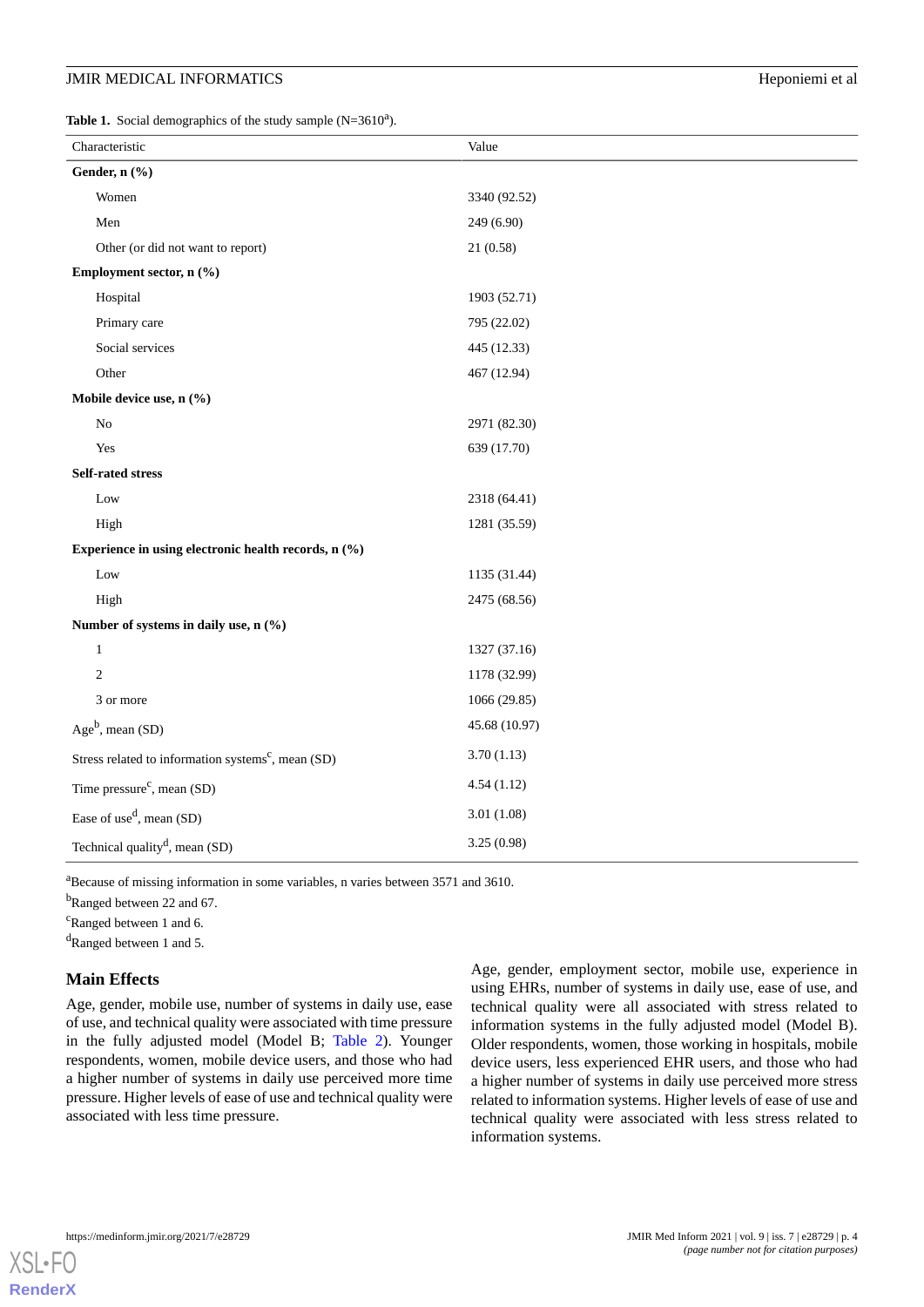**Table 1.** Social demographics of the study sample (N=3610[a]).

| Characteristic | Value |
|---|---|
| **Gender, n (%)** | |
| Women | 3340 (92.52) |
| Men | 249 (6.90) |
| Other (or did not want to report) | 21 (0.58) |
| **Employment sector, n (%)** | |
| Hospital | 1903 (52.71) |
| Primary care | 795 (22.02) |
| Social services | 445 (12.33) |
| Other | 467 (12.94) |
| **Mobile device use, n (%)** | |
| No | 2971 (82.30) |
| Yes | 639 (17.70) |
| **Self-rated stress** | |
| Low | 2318 (64.41) |
| High | 1281 (35.59) |
| **Experience in using electronic health records, n (%)** | |
| Low | 1135 (31.44) |
| High | 2475 (68.56) |
| **Number of systems in daily use, n (%)** | |
| 1 | 1327 (37.16) |
| 2 | 1178 (32.99) |
| 3 or more | 1066 (29.85) |
| Age[b], mean (SD) | 45.68 (10.97) |
| Stress related to information systems[c], mean (SD) | 3.70 (1.13) |
| Time pressure[c], mean (SD) | 4.54 (1.12) |
| Ease of use[d], mean (SD) | 3.01 (1.08) |
| Technical quality[d], mean (SD) | 3.25 (0.98) |

[a]Because of missing information in some variables, n varies between 3571 and 3610.

[b]Ranged between 22 and 67.

[c]Ranged between 1 and 6.

[d]Ranged between 1 and 5.

## Main Effects

Age, gender, mobile use, number of systems in daily use, ease of use, and technical quality were associated with time pressure in the fully adjusted model (Model B; Table 2). Younger respondents, women, mobile device users, and those who had a higher number of systems in daily use perceived more time pressure. Higher levels of ease of use and technical quality were associated with less time pressure.

Age, gender, employment sector, mobile use, experience in using EHRs, number of systems in daily use, ease of use, and technical quality were all associated with stress related to information systems in the fully adjusted model (Model B). Older respondents, women, those working in hospitals, mobile device users, less experienced EHR users, and those who had a higher number of systems in daily use perceived more stress related to information systems. Higher levels of ease of use and technical quality were associated with less stress related to information systems.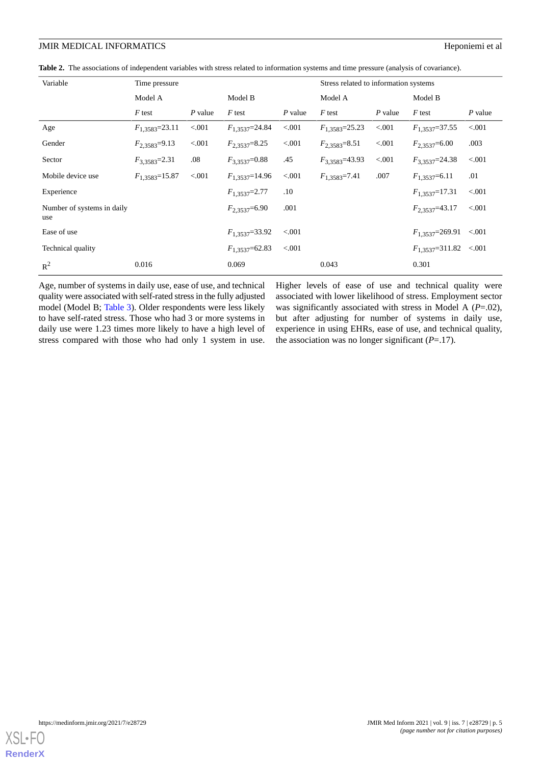**Table 2.** The associations of independent variables with stress related to information systems and time pressure (analysis of covariance).

| Variable | Time pressure | | | | Stress related to information systems | | | |
|---|---|---|---|---|---|---|---|---|
| | Model A | | Model B | | Model A | | Model B | |
| | *F* test | *P* value | *F* test | *P* value | *F* test | *P* value | *F* test | *P* value |
| Age | $F_{1,3583}$=23.11 | <.001 | $F_{1,3537}$=24.84 | <.001 | $F_{1,3583}$=25.23 | <.001 | $F_{1,3537}$=37.55 | <.001 |
| Gender | $F_{2,3583}$=9.13 | <.001 | $F_{2,3537}$=8.25 | <.001 | $F_{2,3583}$=8.51 | <.001 | $F_{2,3537}$=6.00 | .003 |
| Sector | $F_{3,3583}$=2.31 | .08 | $F_{3,3537}$=0.88 | .45 | $F_{3,3583}$=43.93 | <.001 | $F_{3,3537}$=24.38 | <.001 |
| Mobile device use | $F_{1,3583}$=15.87 | <.001 | $F_{1,3537}$=14.96 | <.001 | $F_{1,3583}$=7.41 | .007 | $F_{1,3537}$=6.11 | .01 |
| Experience | | | $F_{1,3537}$=2.77 | .10 | | | $F_{1,3537}$=17.31 | <.001 |
| Number of systems in daily use | | | $F_{2,3537}$=6.90 | .001 | | | $F_{2,3537}$=43.17 | <.001 |
| Ease of use | | | $F_{1,3537}$=33.92 | <.001 | | | $F_{1,3537}$=269.91 | <.001 |
| Technical quality | | | $F_{1,3537}$=62.83 | <.001 | | | $F_{1,3537}$=311.82 | <.001 |
| $R^2$ | 0.016 | | 0.069 | | 0.043 | | 0.301 | |

Age, number of systems in daily use, ease of use, and technical quality were associated with self-rated stress in the fully adjusted model (Model B; Table 3). Older respondents were less likely to have self-rated stress. Those who had 3 or more systems in daily use were 1.23 times more likely to have a high level of stress compared with those who had only 1 system in use. Higher levels of ease of use and technical quality were associated with lower likelihood of stress. Employment sector was significantly associated with stress in Model A ($P$=.02), but after adjusting for number of systems in daily use, experience in using EHRs, ease of use, and technical quality, the association was no longer significant ($P$=.17).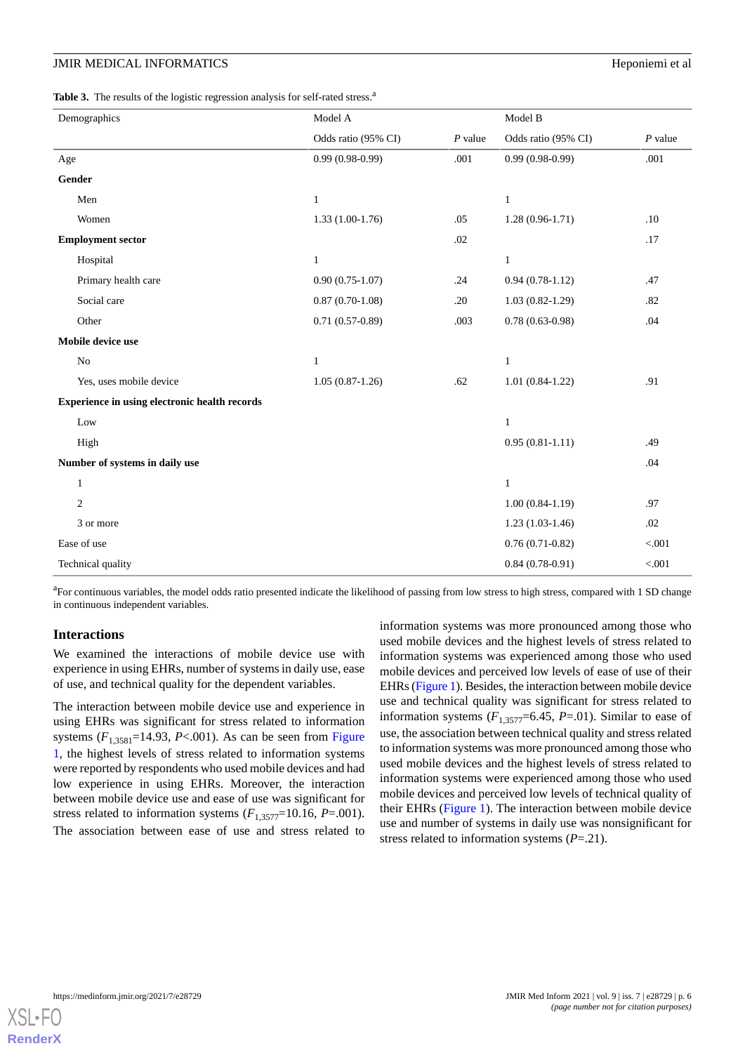**Table 3.** The results of the logistic regression analysis for self-rated stress.[a]

| Demographics | Model A | | Model B | |
|---|---|---|---|---|
| | Odds ratio (95% CI) | *P* value | Odds ratio (95% CI) | *P* value |
| Age | 0.99 (0.98-0.99) | .001 | 0.99 (0.98-0.99) | .001 |
| **Gender** | | | | |
| Men | 1 | | 1 | |
| Women | 1.33 (1.00-1.76) | .05 | 1.28 (0.96-1.71) | .10 |
| **Employment sector** | | .02 | | .17 |
| Hospital | 1 | | 1 | |
| Primary health care | 0.90 (0.75-1.07) | .24 | 0.94 (0.78-1.12) | .47 |
| Social care | 0.87 (0.70-1.08) | .20 | 1.03 (0.82-1.29) | .82 |
| Other | 0.71 (0.57-0.89) | .003 | 0.78 (0.63-0.98) | .04 |
| **Mobile device use** | | | | |
| No | 1 | | 1 | |
| Yes, uses mobile device | 1.05 (0.87-1.26) | .62 | 1.01 (0.84-1.22) | .91 |
| **Experience in using electronic health records** | | | | |
| Low | | | 1 | |
| High | | | 0.95 (0.81-1.11) | .49 |
| **Number of systems in daily use** | | | | .04 |
| 1 | | | 1 | |
| 2 | | | 1.00 (0.84-1.19) | .97 |
| 3 or more | | | 1.23 (1.03-1.46) | .02 |
| Ease of use | | | 0.76 (0.71-0.82) | <.001 |
| Technical quality | | | 0.84 (0.78-0.91) | <.001 |

[a]For continuous variables, the model odds ratio presented indicate the likelihood of passing from low stress to high stress, compared with 1 SD change in continuous independent variables.

### Interactions

We examined the interactions of mobile device use with experience in using EHRs, number of systems in daily use, ease of use, and technical quality for the dependent variables.

The interaction between mobile device use and experience in using EHRs was significant for stress related to information systems ($F_{1,3581}$=14.93, *P*<.001). As can be seen from Figure 1, the highest levels of stress related to information systems were reported by respondents who used mobile devices and had low experience in using EHRs. Moreover, the interaction between mobile device use and ease of use was significant for stress related to information systems ($F_{1,3577}$=10.16, *P*=.001). The association between ease of use and stress related to information systems was more pronounced among those who used mobile devices and the highest levels of stress related to information systems was experienced among those who used mobile devices and perceived low levels of ease of use of their EHRs (Figure 1). Besides, the interaction between mobile device use and technical quality was significant for stress related to information systems ($F_{1,3577}$=6.45, *P*=.01). Similar to ease of use, the association between technical quality and stress related to information systems was more pronounced among those who used mobile devices and the highest levels of stress related to information systems were experienced among those who used mobile devices and perceived low levels of technical quality of their EHRs (Figure 1). The interaction between mobile device use and number of systems in daily use was nonsignificant for stress related to information systems (*P*=.21).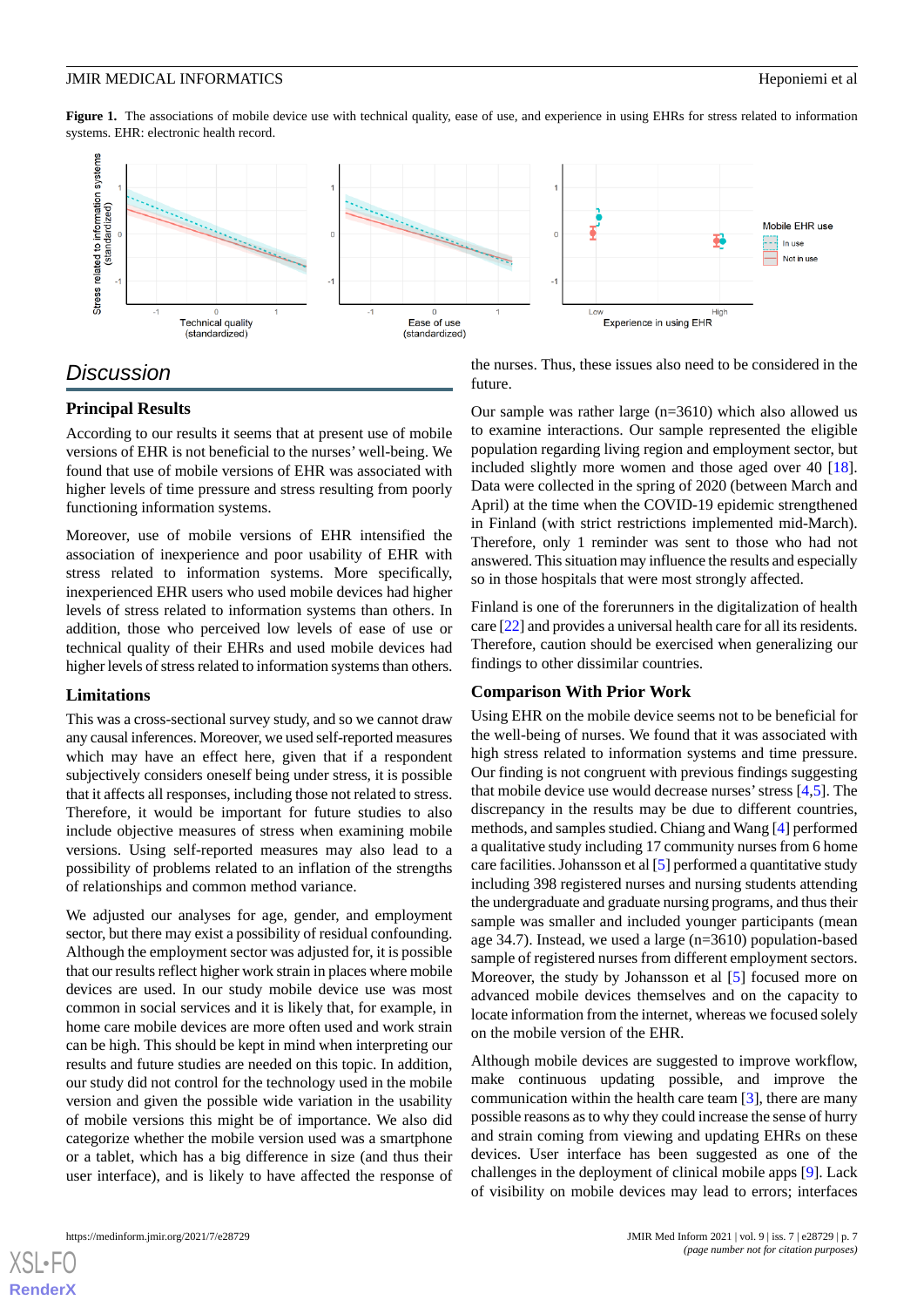**Figure 1.** The associations of mobile device use with technical quality, ease of use, and experience in using EHRs for stress related to information systems. EHR: electronic health record.

## Discussion

### Principal Results

According to our results it seems that at present use of mobile versions of EHR is not beneficial to the nurses' well-being. We found that use of mobile versions of EHR was associated with higher levels of time pressure and stress resulting from poorly functioning information systems.

Moreover, use of mobile versions of EHR intensified the association of inexperience and poor usability of EHR with stress related to information systems. More specifically, inexperienced EHR users who used mobile devices had higher levels of stress related to information systems than others. In addition, those who perceived low levels of ease of use or technical quality of their EHRs and used mobile devices had higher levels of stress related to information systems than others.

### Limitations

This was a cross-sectional survey study, and so we cannot draw any causal inferences. Moreover, we used self-reported measures which may have an effect here, given that if a respondent subjectively considers oneself being under stress, it is possible that it affects all responses, including those not related to stress. Therefore, it would be important for future studies to also include objective measures of stress when examining mobile versions. Using self-reported measures may also lead to a possibility of problems related to an inflation of the strengths of relationships and common method variance.

We adjusted our analyses for age, gender, and employment sector, but there may exist a possibility of residual confounding. Although the employment sector was adjusted for, it is possible that our results reflect higher work strain in places where mobile devices are used. In our study mobile device use was most common in social services and it is likely that, for example, in home care mobile devices are more often used and work strain can be high. This should be kept in mind when interpreting our results and future studies are needed on this topic. In addition, our study did not control for the technology used in the mobile version and given the possible wide variation in the usability of mobile versions this might be of importance. We also did categorize whether the mobile version used was a smartphone or a tablet, which has a big difference in size (and thus their user interface), and is likely to have affected the response of the nurses. Thus, these issues also need to be considered in the future.

Our sample was rather large (n=3610) which also allowed us to examine interactions. Our sample represented the eligible population regarding living region and employment sector, but included slightly more women and those aged over 40 [18]. Data were collected in the spring of 2020 (between March and April) at the time when the COVID-19 epidemic strengthened in Finland (with strict restrictions implemented mid-March). Therefore, only 1 reminder was sent to those who had not answered. This situation may influence the results and especially so in those hospitals that were most strongly affected.

Finland is one of the forerunners in the digitalization of health care [22] and provides a universal health care for all its residents. Therefore, caution should be exercised when generalizing our findings to other dissimilar countries.

### Comparison With Prior Work

Using EHR on the mobile device seems not to be beneficial for the well-being of nurses. We found that it was associated with high stress related to information systems and time pressure. Our finding is not congruent with previous findings suggesting that mobile device use would decrease nurses' stress [4,5]. The discrepancy in the results may be due to different countries, methods, and samples studied. Chiang and Wang [4] performed a qualitative study including 17 community nurses from 6 home care facilities. Johansson et al [5] performed a quantitative study including 398 registered nurses and nursing students attending the undergraduate and graduate nursing programs, and thus their sample was smaller and included younger participants (mean age 34.7). Instead, we used a large (n=3610) population-based sample of registered nurses from different employment sectors. Moreover, the study by Johansson et al [5] focused more on advanced mobile devices themselves and on the capacity to locate information from the internet, whereas we focused solely on the mobile version of the EHR.

Although mobile devices are suggested to improve workflow, make continuous updating possible, and improve the communication within the health care team [3], there are many possible reasons as to why they could increase the sense of hurry and strain coming from viewing and updating EHRs on these devices. User interface has been suggested as one of the challenges in the deployment of clinical mobile apps [9]. Lack of visibility on mobile devices may lead to errors; interfaces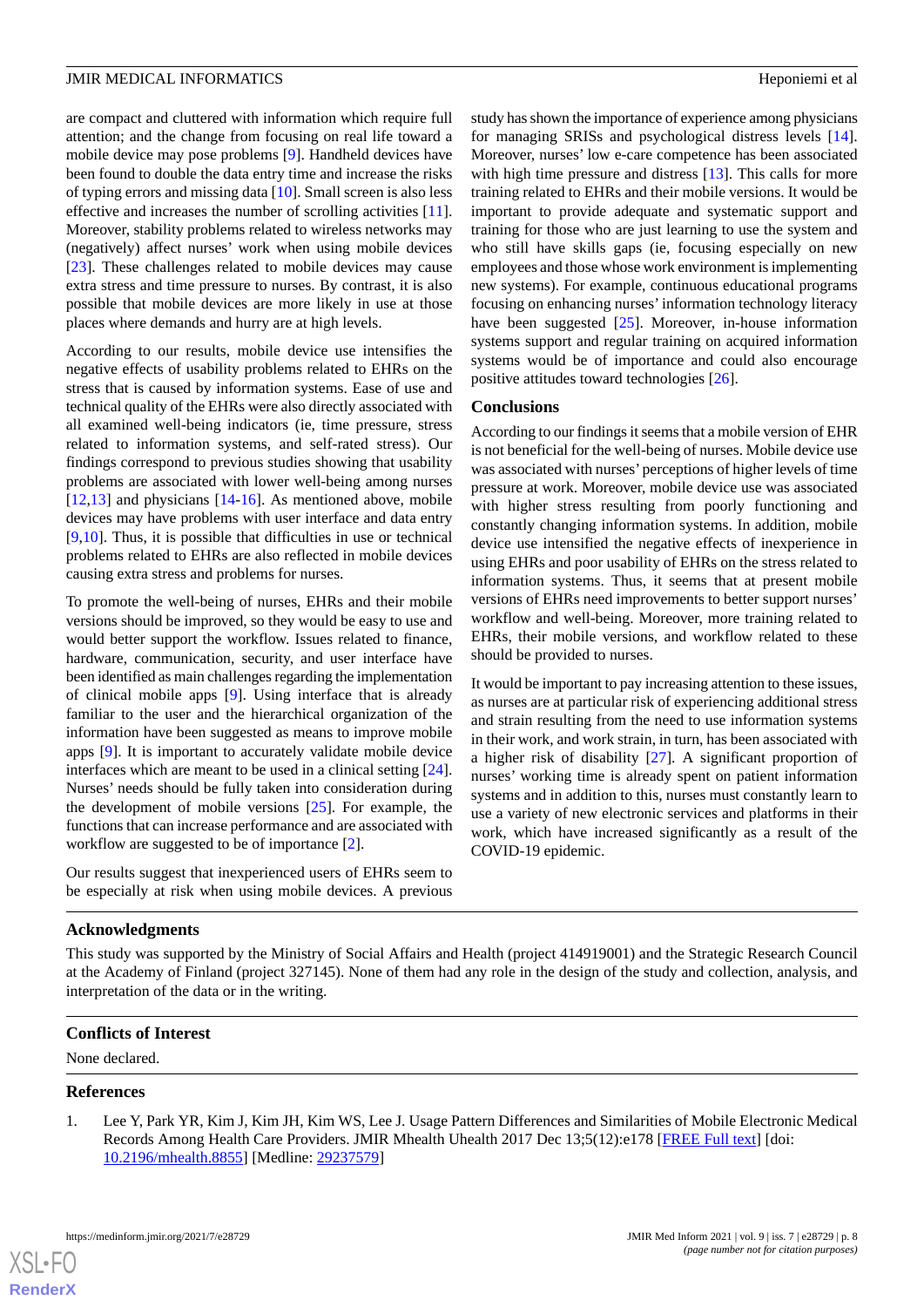are compact and cluttered with information which require full attention; and the change from focusing on real life toward a mobile device may pose problems [9]. Handheld devices have been found to double the data entry time and increase the risks of typing errors and missing data [10]. Small screen is also less effective and increases the number of scrolling activities [11]. Moreover, stability problems related to wireless networks may (negatively) affect nurses' work when using mobile devices [23]. These challenges related to mobile devices may cause extra stress and time pressure to nurses. By contrast, it is also possible that mobile devices are more likely in use at those places where demands and hurry are at high levels.

According to our results, mobile device use intensifies the negative effects of usability problems related to EHRs on the stress that is caused by information systems. Ease of use and technical quality of the EHRs were also directly associated with all examined well-being indicators (ie, time pressure, stress related to information systems, and self-rated stress). Our findings correspond to previous studies showing that usability problems are associated with lower well-being among nurses [12,13] and physicians [14-16]. As mentioned above, mobile devices may have problems with user interface and data entry [9,10]. Thus, it is possible that difficulties in use or technical problems related to EHRs are also reflected in mobile devices causing extra stress and problems for nurses.

To promote the well-being of nurses, EHRs and their mobile versions should be improved, so they would be easy to use and would better support the workflow. Issues related to finance, hardware, communication, security, and user interface have been identified as main challenges regarding the implementation of clinical mobile apps [9]. Using interface that is already familiar to the user and the hierarchical organization of the information have been suggested as means to improve mobile apps [9]. It is important to accurately validate mobile device interfaces which are meant to be used in a clinical setting [24]. Nurses' needs should be fully taken into consideration during the development of mobile versions [25]. For example, the functions that can increase performance and are associated with workflow are suggested to be of importance [2].

Our results suggest that inexperienced users of EHRs seem to be especially at risk when using mobile devices. A previous study has shown the importance of experience among physicians for managing SRISs and psychological distress levels [14]. Moreover, nurses' low e-care competence has been associated with high time pressure and distress [13]. This calls for more training related to EHRs and their mobile versions. It would be important to provide adequate and systematic support and training for those who are just learning to use the system and who still have skills gaps (ie, focusing especially on new employees and those whose work environment is implementing new systems). For example, continuous educational programs focusing on enhancing nurses' information technology literacy have been suggested [25]. Moreover, in-house information systems support and regular training on acquired information systems would be of importance and could also encourage positive attitudes toward technologies [26].

## Conclusions

According to our findings it seems that a mobile version of EHR is not beneficial for the well-being of nurses. Mobile device use was associated with nurses' perceptions of higher levels of time pressure at work. Moreover, mobile device use was associated with higher stress resulting from poorly functioning and constantly changing information systems. In addition, mobile device use intensified the negative effects of inexperience in using EHRs and poor usability of EHRs on the stress related to information systems. Thus, it seems that at present mobile versions of EHRs need improvements to better support nurses' workflow and well-being. Moreover, more training related to EHRs, their mobile versions, and workflow related to these should be provided to nurses.

It would be important to pay increasing attention to these issues, as nurses are at particular risk of experiencing additional stress and strain resulting from the need to use information systems in their work, and work strain, in turn, has been associated with a higher risk of disability [27]. A significant proportion of nurses' working time is already spent on patient information systems and in addition to this, nurses must constantly learn to use a variety of new electronic services and platforms in their work, which have increased significantly as a result of the COVID-19 epidemic.

## Acknowledgments

This study was supported by the Ministry of Social Affairs and Health (project 414919001) and the Strategic Research Council at the Academy of Finland (project 327145). None of them had any role in the design of the study and collection, analysis, and interpretation of the data or in the writing.

## Conflicts of Interest

None declared.

## References

1. Lee Y, Park YR, Kim J, Kim JH, Kim WS, Lee J. Usage Pattern Differences and Similarities of Mobile Electronic Medical Records Among Health Care Providers. JMIR Mhealth Uhealth 2017 Dec 13;5(12):e178 [FREE Full text] [doi: 10.2196/mhealth.8855] [Medline: 29237579]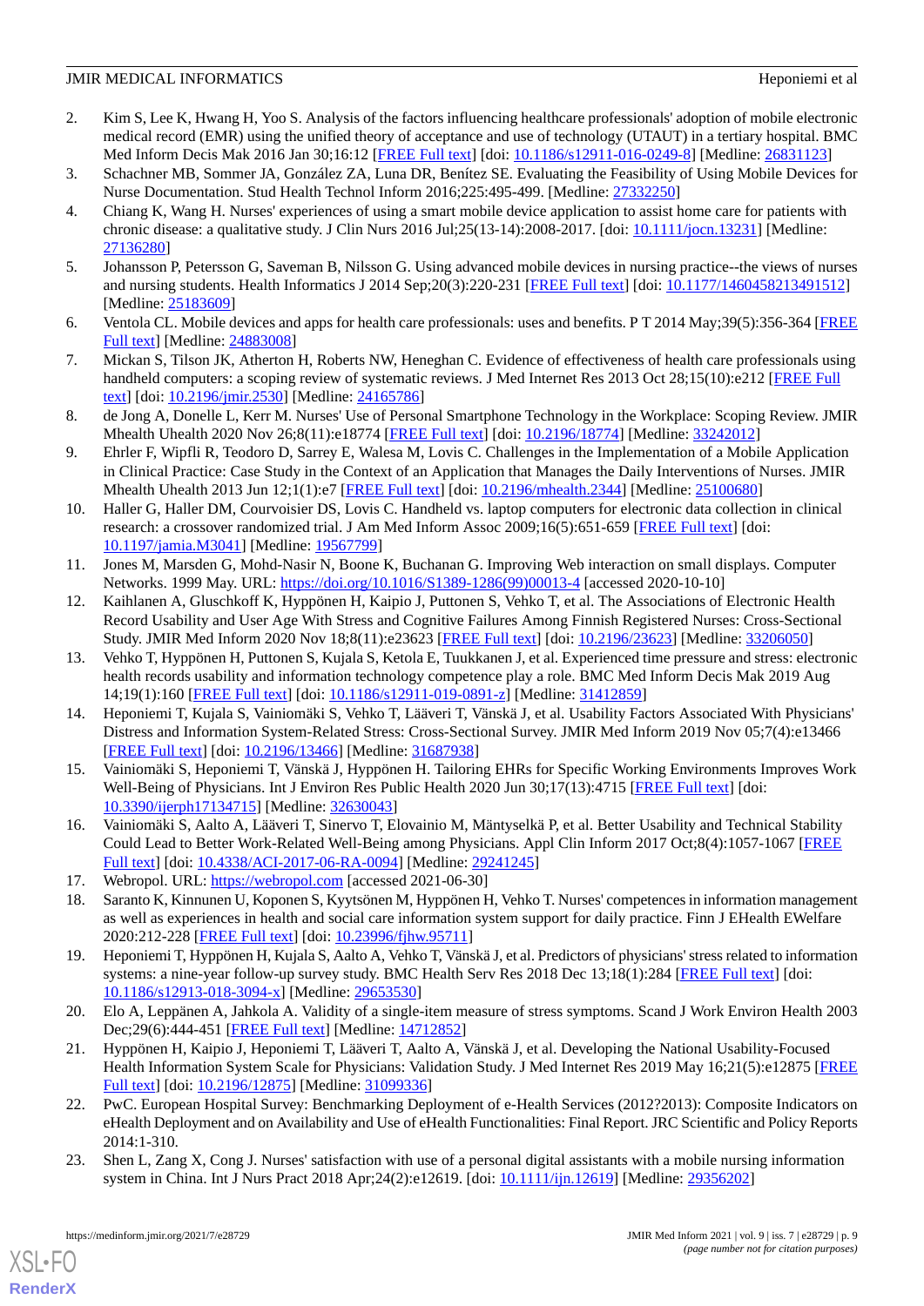2. Kim S, Lee K, Hwang H, Yoo S. Analysis of the factors influencing healthcare professionals' adoption of mobile electronic medical record (EMR) using the unified theory of acceptance and use of technology (UTAUT) in a tertiary hospital. BMC Med Inform Decis Mak 2016 Jan 30;16:12 [FREE Full text] [doi: 10.1186/s12911-016-0249-8] [Medline: 26831123]
3. Schachner MB, Sommer JA, González ZA, Luna DR, Benítez SE. Evaluating the Feasibility of Using Mobile Devices for Nurse Documentation. Stud Health Technol Inform 2016;225:495-499. [Medline: 27332250]
4. Chiang K, Wang H. Nurses' experiences of using a smart mobile device application to assist home care for patients with chronic disease: a qualitative study. J Clin Nurs 2016 Jul;25(13-14):2008-2017. [doi: 10.1111/jocn.13231] [Medline: 27136280]
5. Johansson P, Petersson G, Saveman B, Nilsson G. Using advanced mobile devices in nursing practice--the views of nurses and nursing students. Health Informatics J 2014 Sep;20(3):220-231 [FREE Full text] [doi: 10.1177/1460458213491512] [Medline: 25183609]
6. Ventola CL. Mobile devices and apps for health care professionals: uses and benefits. P T 2014 May;39(5):356-364 [FREE Full text] [Medline: 24883008]
7. Mickan S, Tilson JK, Atherton H, Roberts NW, Heneghan C. Evidence of effectiveness of health care professionals using handheld computers: a scoping review of systematic reviews. J Med Internet Res 2013 Oct 28;15(10):e212 [FREE Full text] [doi: 10.2196/jmir.2530] [Medline: 24165786]
8. de Jong A, Donelle L, Kerr M. Nurses' Use of Personal Smartphone Technology in the Workplace: Scoping Review. JMIR Mhealth Uhealth 2020 Nov 26;8(11):e18774 [FREE Full text] [doi: 10.2196/18774] [Medline: 33242012]
9. Ehrler F, Wipfli R, Teodoro D, Sarrey E, Walesa M, Lovis C. Challenges in the Implementation of a Mobile Application in Clinical Practice: Case Study in the Context of an Application that Manages the Daily Interventions of Nurses. JMIR Mhealth Uhealth 2013 Jun 12;1(1):e7 [FREE Full text] [doi: 10.2196/mhealth.2344] [Medline: 25100680]
10. Haller G, Haller DM, Courvoisier DS, Lovis C. Handheld vs. laptop computers for electronic data collection in clinical research: a crossover randomized trial. J Am Med Inform Assoc 2009;16(5):651-659 [FREE Full text] [doi: 10.1197/jamia.M3041] [Medline: 19567799]
11. Jones M, Marsden G, Mohd-Nasir N, Boone K, Buchanan G. Improving Web interaction on small displays. Computer Networks. 1999 May. URL: https://doi.org/10.1016/S1389-1286(99)00013-4 [accessed 2020-10-10]
12. Kaihlanen A, Gluschkoff K, Hyppönen H, Kaipio J, Puttonen S, Vehko T, et al. The Associations of Electronic Health Record Usability and User Age With Stress and Cognitive Failures Among Finnish Registered Nurses: Cross-Sectional Study. JMIR Med Inform 2020 Nov 18;8(11):e23623 [FREE Full text] [doi: 10.2196/23623] [Medline: 33206050]
13. Vehko T, Hyppönen H, Puttonen S, Kujala S, Ketola E, Tuukkanen J, et al. Experienced time pressure and stress: electronic health records usability and information technology competence play a role. BMC Med Inform Decis Mak 2019 Aug 14;19(1):160 [FREE Full text] [doi: 10.1186/s12911-019-0891-z] [Medline: 31412859]
14. Heponiemi T, Kujala S, Vainiomäki S, Vehko T, Lääveri T, Vänskä J, et al. Usability Factors Associated With Physicians' Distress and Information System-Related Stress: Cross-Sectional Survey. JMIR Med Inform 2019 Nov 05;7(4):e13466 [FREE Full text] [doi: 10.2196/13466] [Medline: 31687938]
15. Vainiomäki S, Heponiemi T, Vänskä J, Hyppönen H. Tailoring EHRs for Specific Working Environments Improves Work Well-Being of Physicians. Int J Environ Res Public Health 2020 Jun 30;17(13):4715 [FREE Full text] [doi: 10.3390/ijerph17134715] [Medline: 32630043]
16. Vainiomäki S, Aalto A, Lääveri T, Sinervo T, Elovainio M, Mäntyselkä P, et al. Better Usability and Technical Stability Could Lead to Better Work-Related Well-Being among Physicians. Appl Clin Inform 2017 Oct;8(4):1057-1067 [FREE Full text] [doi: 10.4338/ACI-2017-06-RA-0094] [Medline: 29241245]
17. Webropol. URL: https://webropol.com [accessed 2021-06-30]
18. Saranto K, Kinnunen U, Koponen S, Kyytsönen M, Hyppönen H, Vehko T. Nurses' competences in information management as well as experiences in health and social care information system support for daily practice. Finn J EHealth EWelfare 2020:212-228 [FREE Full text] [doi: 10.23996/fjhw.95711]
19. Heponiemi T, Hyppönen H, Kujala S, Aalto A, Vehko T, Vänskä J, et al. Predictors of physicians' stress related to information systems: a nine-year follow-up survey study. BMC Health Serv Res 2018 Dec 13;18(1):284 [FREE Full text] [doi: 10.1186/s12913-018-3094-x] [Medline: 29653530]
20. Elo A, Leppänen A, Jahkola A. Validity of a single-item measure of stress symptoms. Scand J Work Environ Health 2003 Dec;29(6):444-451 [FREE Full text] [Medline: 14712852]
21. Hyppönen H, Kaipio J, Heponiemi T, Lääveri T, Aalto A, Vänskä J, et al. Developing the National Usability-Focused Health Information System Scale for Physicians: Validation Study. J Med Internet Res 2019 May 16;21(5):e12875 [FREE Full text] [doi: 10.2196/12875] [Medline: 31099336]
22. PwC. European Hospital Survey: Benchmarking Deployment of e-Health Services (2012?2013): Composite Indicators on eHealth Deployment and on Availability and Use of eHealth Functionalities: Final Report. JRC Scientific and Policy Reports 2014:1-310.
23. Shen L, Zang X, Cong J. Nurses' satisfaction with use of a personal digital assistants with a mobile nursing information system in China. Int J Nurs Pract 2018 Apr;24(2):e12619. [doi: 10.1111/ijn.12619] [Medline: 29356202]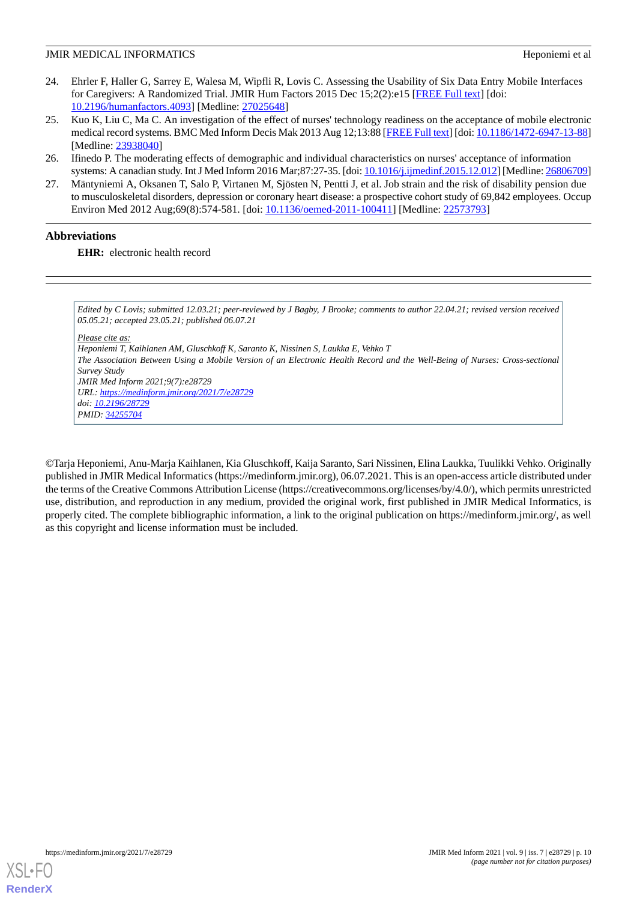24. Ehrler F, Haller G, Sarrey E, Walesa M, Wipfli R, Lovis C. Assessing the Usability of Six Data Entry Mobile Interfaces for Caregivers: A Randomized Trial. JMIR Hum Factors 2015 Dec 15;2(2):e15 [FREE Full text] [doi: 10.2196/humanfactors.4093] [Medline: 27025648]
25. Kuo K, Liu C, Ma C. An investigation of the effect of nurses' technology readiness on the acceptance of mobile electronic medical record systems. BMC Med Inform Decis Mak 2013 Aug 12;13:88 [FREE Full text] [doi: 10.1186/1472-6947-13-88] [Medline: 23938040]
26. Ifinedo P. The moderating effects of demographic and individual characteristics on nurses' acceptance of information systems: A canadian study. Int J Med Inform 2016 Mar;87:27-35. [doi: 10.1016/j.ijmedinf.2015.12.012] [Medline: 26806709]
27. Mäntyniemi A, Oksanen T, Salo P, Virtanen M, Sjösten N, Pentti J, et al. Job strain and the risk of disability pension due to musculoskeletal disorders, depression or coronary heart disease: a prospective cohort study of 69,842 employees. Occup Environ Med 2012 Aug;69(8):574-581. [doi: 10.1136/oemed-2011-100411] [Medline: 22573793]

## Abbreviations

**EHR:** electronic health record

---

*Edited by C Lovis; submitted 12.03.21; peer-reviewed by J Bagby, J Brooke; comments to author 22.04.21; revised version received 05.05.21; accepted 23.05.21; published 06.07.21*

*Please cite as:*
*Heponiemi T, Kaihlanen AM, Gluschkoff K, Saranto K, Nissinen S, Laukka E, Vehko T*
*The Association Between Using a Mobile Version of an Electronic Health Record and the Well-Being of Nurses: Cross-sectional Survey Study*
*JMIR Med Inform 2021;9(7):e28729*
*URL: https://medinform.jmir.org/2021/7/e28729*
*doi: 10.2196/28729*
*PMID: 34255704*

©Tarja Heponiemi, Anu-Marja Kaihlanen, Kia Gluschkoff, Kaija Saranto, Sari Nissinen, Elina Laukka, Tuulikki Vehko. Originally published in JMIR Medical Informatics (https://medinform.jmir.org), 06.07.2021. This is an open-access article distributed under the terms of the Creative Commons Attribution License (https://creativecommons.org/licenses/by/4.0/), which permits unrestricted use, distribution, and reproduction in any medium, provided the original work, first published in JMIR Medical Informatics, is properly cited. The complete bibliographic information, a link to the original publication on https://medinform.jmir.org/, as well as this copyright and license information must be included.